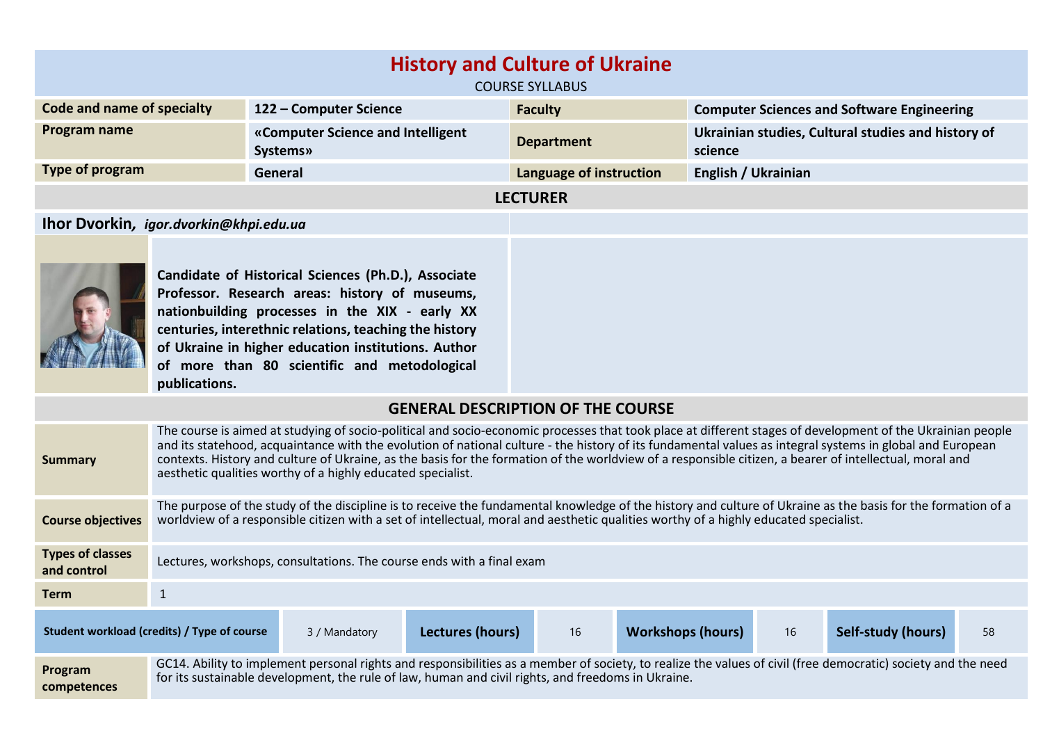# History and Culture of Ukraine

COURSE SYLLABUS

| Code and name of specialty | 122 – Computer Science | Faculty | Computer Sciences and Software Engineering |
|---|---|---|---|
| Program name | «Computer Science and Intelligent Systems» | Department | Ukrainian studies, Cultural studies and history of science |
| Type of program | General | Language of instruction | English / Ukrainian |

## LECTURER

**Ihor Dvorkin**, ***igor.dvorkin@khpi.edu.ua***

**Candidate of Historical Sciences (Ph.D.), Associate Professor. Research areas: history of museums, nationbuilding processes in the XIX - early XX centuries, interethnic relations, teaching the history of Ukraine in higher education institutions. Author of more than 80 scientific and metodological publications.**

## GENERAL DESCRIPTION OF THE COURSE

| | |
|---|---|
| **Summary** | The course is aimed at studying of socio-political and socio-economic processes that took place at different stages of development of the Ukrainian people and its statehood, acquaintance with the evolution of national culture - the history of its fundamental values as integral systems in global and European contexts. History and culture of Ukraine, as the basis for the formation of the worldview of a responsible citizen, a bearer of intellectual, moral and aesthetic qualities worthy of a highly educated specialist. |
| **Course objectives** | The purpose of the study of the discipline is to receive the fundamental knowledge of the history and culture of Ukraine as the basis for the formation of a worldview of a responsible citizen with a set of intellectual, moral and aesthetic qualities worthy of a highly educated specialist. |
| **Types of classes and control** | Lectures, workshops, consultations. The course ends with a final exam |
| **Term** | 1 |

| Student workload (credits) / Type of course | 3 / Mandatory | Lectures (hours) | 16 | Workshops (hours) | 16 | Self-study (hours) | 58 |
|---|---|---|---|---|---|---|---|

| | |
|---|---|
| **Program competences** | GC14. Ability to implement personal rights and responsibilities as a member of society, to realize the values of civil (free democratic) society and the need for its sustainable development, the rule of law, human and civil rights, and freedoms in Ukraine. |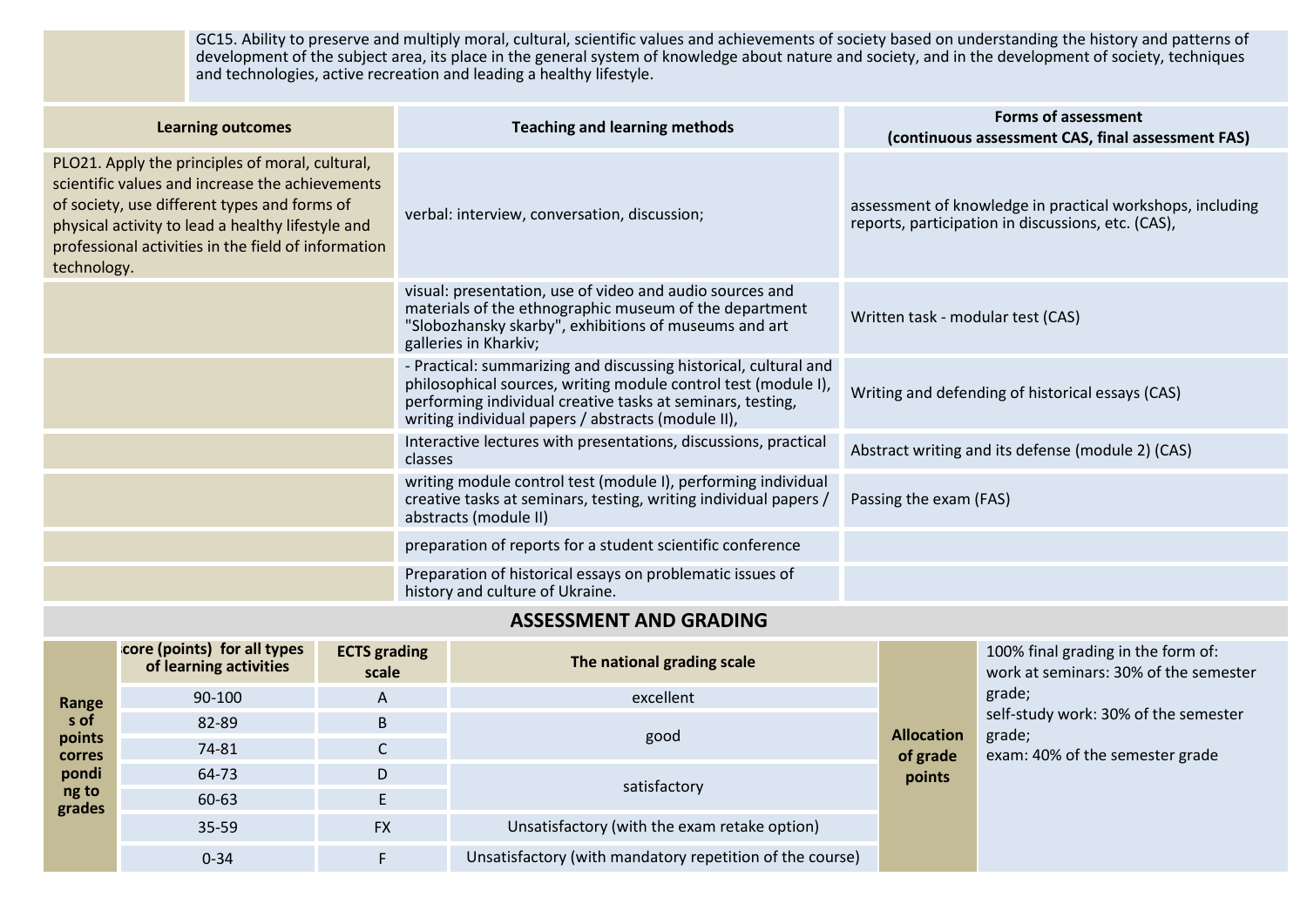| | GC15. Ability to preserve and multiply moral, cultural, scientific values and achievements of society based on understanding the history and patterns of development of the subject area, its place in the general system of knowledge about nature and society, and in the development of society, techniques and technologies, active recreation and leading a healthy lifestyle. |
|---|---|

| Learning outcomes | Teaching and learning methods | Forms of assessment (continuous assessment CAS, final assessment FAS) |
|---|---|---|
| PLO21. Apply the principles of moral, cultural, scientific values and increase the achievements of society, use different types and forms of physical activity to lead a healthy lifestyle and professional activities in the field of information technology. | verbal: interview, conversation, discussion; | assessment of knowledge in practical workshops, including reports, participation in discussions, etc. (CAS), |
| | visual: presentation, use of video and audio sources and materials of the ethnographic museum of the department "Slobozhansky skarby", exhibitions of museums and art galleries in Kharkiv; | Written task - modular test (CAS) |
| | - Practical: summarizing and discussing historical, cultural and philosophical sources, writing module control test (module I), performing individual creative tasks at seminars, testing, writing individual papers / abstracts (module II), | Writing and defending of historical essays (CAS) |
| | Interactive lectures with presentations, discussions, practical classes | Abstract writing and its defense (module 2) (CAS) |
| | writing module control test (module I), performing individual creative tasks at seminars, testing, writing individual papers / abstracts (module II) | Passing the exam (FAS) |
| | preparation of reports for a student scientific conference | |
| | Preparation of historical essays on problematic issues of history and culture of Ukraine. | |

## ASSESSMENT AND GRADING

| | Score (points) for all types of learning activities | ECTS grading scale | The national grading scale | | |
|---|---|---|---|---|---|
| **Ranges of points corresponding to grades** | 90-100 | A | excellent | **Allocation of grade points** | 100% final grading in the form of: work at seminars: 30% of the semester grade; self-study work: 30% of the semester grade; exam: 40% of the semester grade |
| | 82-89 | B | good | | |
| | 74-81 | C | | | |
| | 64-73 | D | satisfactory | | |
| | 60-63 | E | | | |
| | 35-59 | FX | Unsatisfactory (with the exam retake option) | | |
| | 0-34 | F | Unsatisfactory (with mandatory repetition of the course) | | |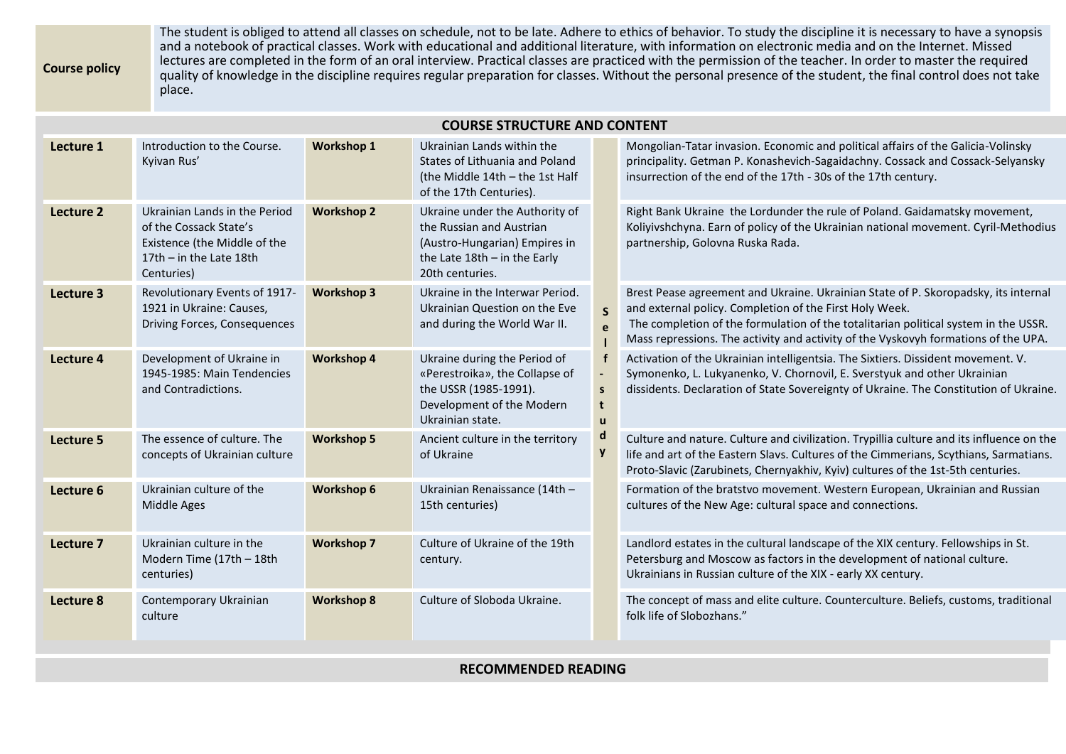| **Course policy** | The student is obliged to attend all classes on schedule, not to be late. Adhere to ethics of behavior. To study the discipline it is necessary to have a synopsis and a notebook of practical classes. Work with educational and additional literature, with information on electronic media and on the Internet. Missed lectures are completed in the form of an oral interview. Practical classes are practiced with the permission of the teacher. In order to master the required quality of knowledge in the discipline requires regular preparation for classes. Without the personal presence of the student, the final control does not take place. |
|---|---|

## COURSE STRUCTURE AND CONTENT

| | | | | | |
|---|---|---|---|---|---|
| **Lecture 1** | Introduction to the Course. Kyivan Rus' | **Workshop 1** | Ukrainian Lands within the States of Lithuania and Poland (the Middle 14th – the 1st Half of the 17th Centuries). | Self-study | Mongolian-Tatar invasion. Economic and political affairs of the Galicia-Volinsky principality. Getman P. Konashevich-Sagaidachny. Cossack and Cossack-Selyansky insurrection of the end of the 17th - 30s of the 17th century. |
| **Lecture 2** | Ukrainian Lands in the Period of the Cossack State's Existence (the Middle of the 17th – in the Late 18th Centuries) | **Workshop 2** | Ukraine under the Authority of the Russian and Austrian (Austro-Hungarian) Empires in the Late 18th – in the Early 20th centuries. | | Right Bank Ukraine the Lordunder the rule of Poland. Gaidamatsky movement, Koliyivshchyna. Earn of policy of the Ukrainian national movement. Cyril-Methodius partnership, Golovna Ruska Rada. |
| **Lecture 3** | Revolutionary Events of 1917-1921 in Ukraine: Causes, Driving Forces, Consequences | **Workshop 3** | Ukraine in the Interwar Period. Ukrainian Question on the Eve and during the World War II. | | Brest Pease agreement and Ukraine. Ukrainian State of P. Skoropadsky, its internal and external policy. Completion of the First Holy Week. The completion of the formulation of the totalitarian political system in the USSR. Mass repressions. The activity and activity of the Vyskovyh formations of the UPA. |
| **Lecture 4** | Development of Ukraine in 1945-1985: Main Tendencies and Contradictions. | **Workshop 4** | Ukraine during the Period of «Perestroika», the Collapse of the USSR (1985-1991). Development of the Modern Ukrainian state. | | Activation of the Ukrainian intelligentsia. The Sixtiers. Dissident movement. V. Symonenko, L. Lukyanenko, V. Chornovil, E. Sverstyuk and other Ukrainian dissidents. Declaration of State Sovereignty of Ukraine. The Constitution of Ukraine. |
| **Lecture 5** | The essence of culture. The concepts of Ukrainian culture | **Workshop 5** | Ancient culture in the territory of Ukraine | | Culture and nature. Culture and civilization. Trypillia culture and its influence on the life and art of the Eastern Slavs. Cultures of the Cimmerians, Scythians, Sarmatians. Proto-Slavic (Zarubinets, Chernyakhiv, Kyiv) cultures of the 1st-5th centuries. |
| **Lecture 6** | Ukrainian culture of the Middle Ages | **Workshop 6** | Ukrainian Renaissance (14th – 15th centuries) | | Formation of the bratstvo movement. Western European, Ukrainian and Russian cultures of the New Age: cultural space and connections. |
| **Lecture 7** | Ukrainian culture in the Modern Time (17th – 18th centuries) | **Workshop 7** | Culture of Ukraine of the 19th century. | | Landlord estates in the cultural landscape of the XIX century. Fellowships in St. Petersburg and Moscow as factors in the development of national culture. Ukrainians in Russian culture of the XIX - early XX century. |
| **Lecture 8** | Contemporary Ukrainian culture | **Workshop 8** | Culture of Sloboda Ukraine. | | The concept of mass and elite culture. Counterculture. Beliefs, customs, traditional folk life of Slobozhans." |

## RECOMMENDED READING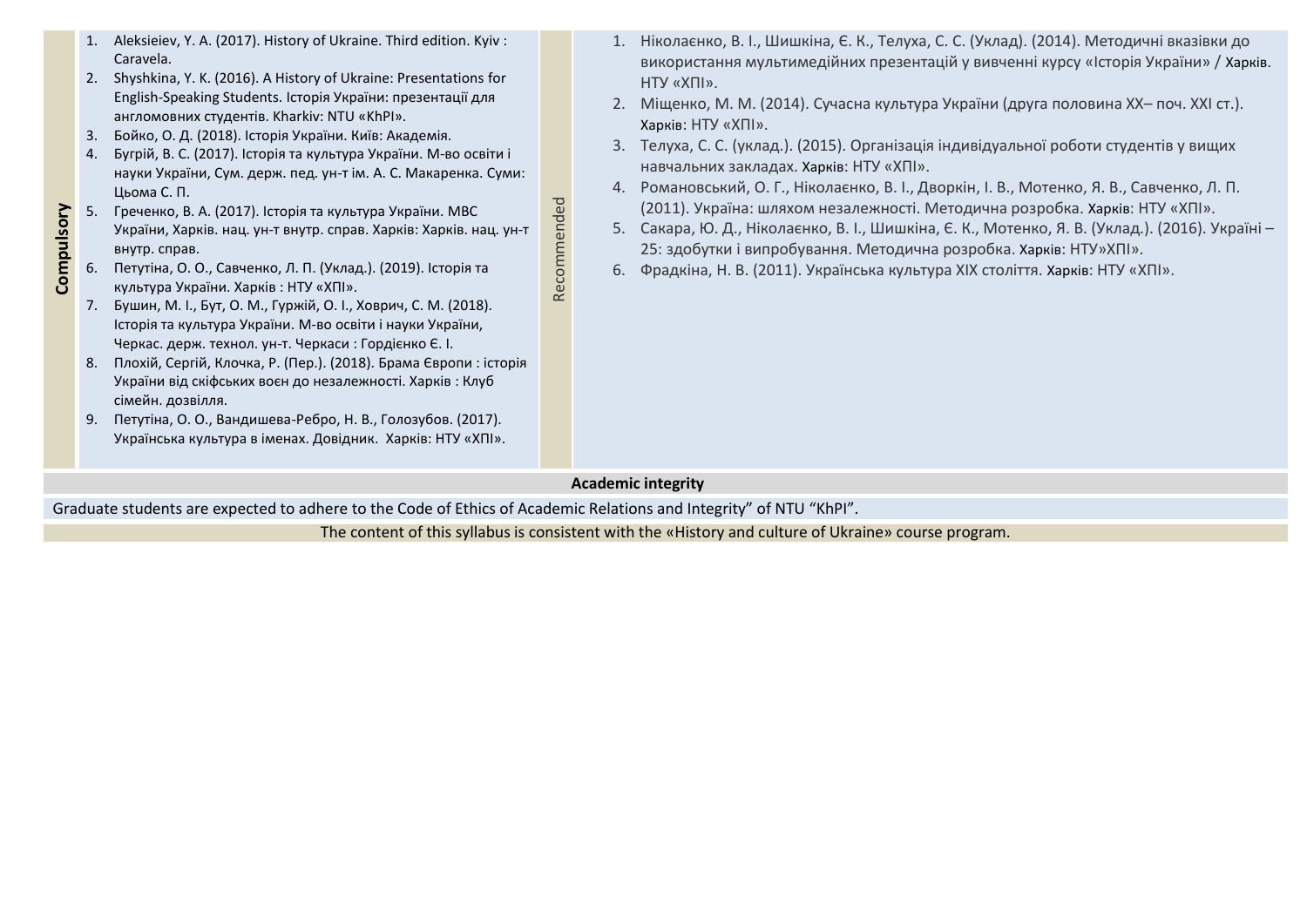| | | | |
|---|---|---|---|
| **Compulsory** | 1. Aleksieiev, Y. A. (2017). History of Ukraine. Third edition. Kyiv : Caravela.<br>2. Shyshkina, Y. K. (2016). A History of Ukraine: Presentations for English-Speaking Students. Історія України: презентації для англомовних студентів. Kharkiv: NTU «KhPI».<br>3. Бойко, О. Д. (2018). Історія України. Київ: Академія.<br>4. Бугрій, В. С. (2017). Історія та культура України. М-во освіти і науки України, Сум. держ. пед. ун-т ім. А. С. Макаренка. Суми: Цьома С. П.<br>5. Греченко, В. А. (2017). Історія та культура України. МВС України, Харків. нац. ун-т внутр. справ. Харків: Харків. нац. ун-т внутр. справ.<br>6. Петутіна, О. О., Савченко, Л. П. (Уклад.). (2019). Історія та культура України. Харків : НТУ «ХПІ».<br>7. Бушин, М. І., Бут, О. М., Гуржій, О. І., Ховрич, С. М. (2018). Історія та культура України. М-во освіти і науки України, Черкас. держ. технол. ун-т. Черкаси : Гордієнко Є. І.<br>8. Плохій, Сергій, Клочка, Р. (Пер.). (2018). Брама Європи : історія України від скіфських воєн до незалежності. Харків : Клуб сімейн. дозвілля.<br>9. Петутіна, О. О., Вандишева-Ребро, Н. В., Голозубов. (2017). Українська культура в іменах. Довідник. Харків: НТУ «ХПІ». | Recommended | 1. Ніколаєнко, В. І., Шишкіна, Є. К., Телуха, С. С. (Уклад). (2014). Методичні вказівки до використання мультимедійних презентацій у вивченні курсу «Історія України» / Харків. НТУ «ХПІ».<br>2. Міщенко, М. М. (2014). Сучасна культура України (друга половина ХХ– поч. ХХІ ст.). Харків: НТУ «ХПІ».<br>3. Телуха, С. С. (уклад.). (2015). Організація індивідуальної роботи студентів у вищих навчальних закладах. Харків: НТУ «ХПІ».<br>4. Романовський, О. Г., Ніколаєнко, В. І., Дворкін, І. В., Мотенко, Я. В., Савченко, Л. П. (2011). Україна: шляхом незалежності. Методична розробка. Харків: НТУ «ХПІ».<br>5. Сакара, Ю. Д., Ніколаєнко, В. І., Шишкіна, Є. К., Мотенко, Я. В. (Уклад.). (2016). Україні – 25: здобутки і випробування. Методична розробка. Харків: НТУ»ХПІ».<br>6. Фрадкіна, Н. В. (2011). Українська культура XIX століття. Харків: НТУ «ХПІ». |

**Academic integrity**

Graduate students are expected to adhere to the Code of Ethics of Academic Relations and Integrity" of NTU "KhPI".

The content of this syllabus is consistent with the «History and culture of Ukraine» course program.